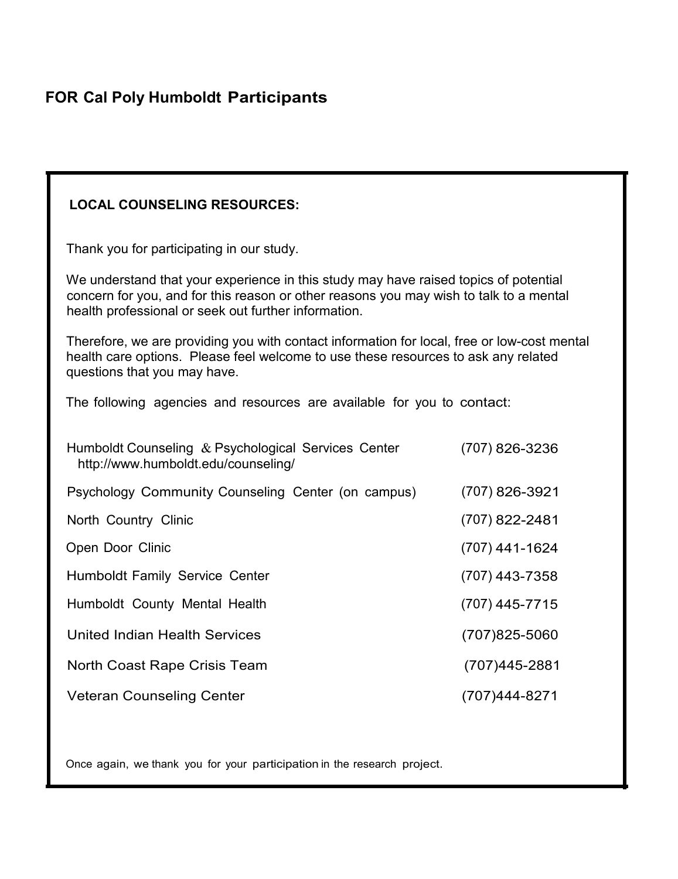## FOR Cal Poly Humboldt Participants

**LOCAL COUNSELING RESOURCES:**

Thank you for participating in our study.

We understand that your experience in this study may have raised topics of potential concern for you, and for this reason or other reasons you may wish to talk to a mental health professional or seek out further information.

Therefore, we are providing you with contact information for local, free or low-cost mental health care options. Please feel welcome to use these resources to ask any related questions that you may have.

The following agencies and resources are available for you to contact:

| | |
|---|---|
| Humboldt Counseling & Psychological Services Center<br>http://www.humboldt.edu/counseling/ | (707) 826-3236 |
| Psychology Community Counseling Center (on campus) | (707) 826-3921 |
| North Country Clinic | (707) 822-2481 |
| Open Door Clinic | (707) 441-1624 |
| Humboldt Family Service Center | (707) 443-7358 |
| Humboldt County Mental Health | (707) 445-7715 |
| United Indian Health Services | (707)825-5060 |
| North Coast Rape Crisis Team | (707)445-2881 |
| Veteran Counseling Center | (707)444-8271 |

Once again, we thank you for your participation in the research project.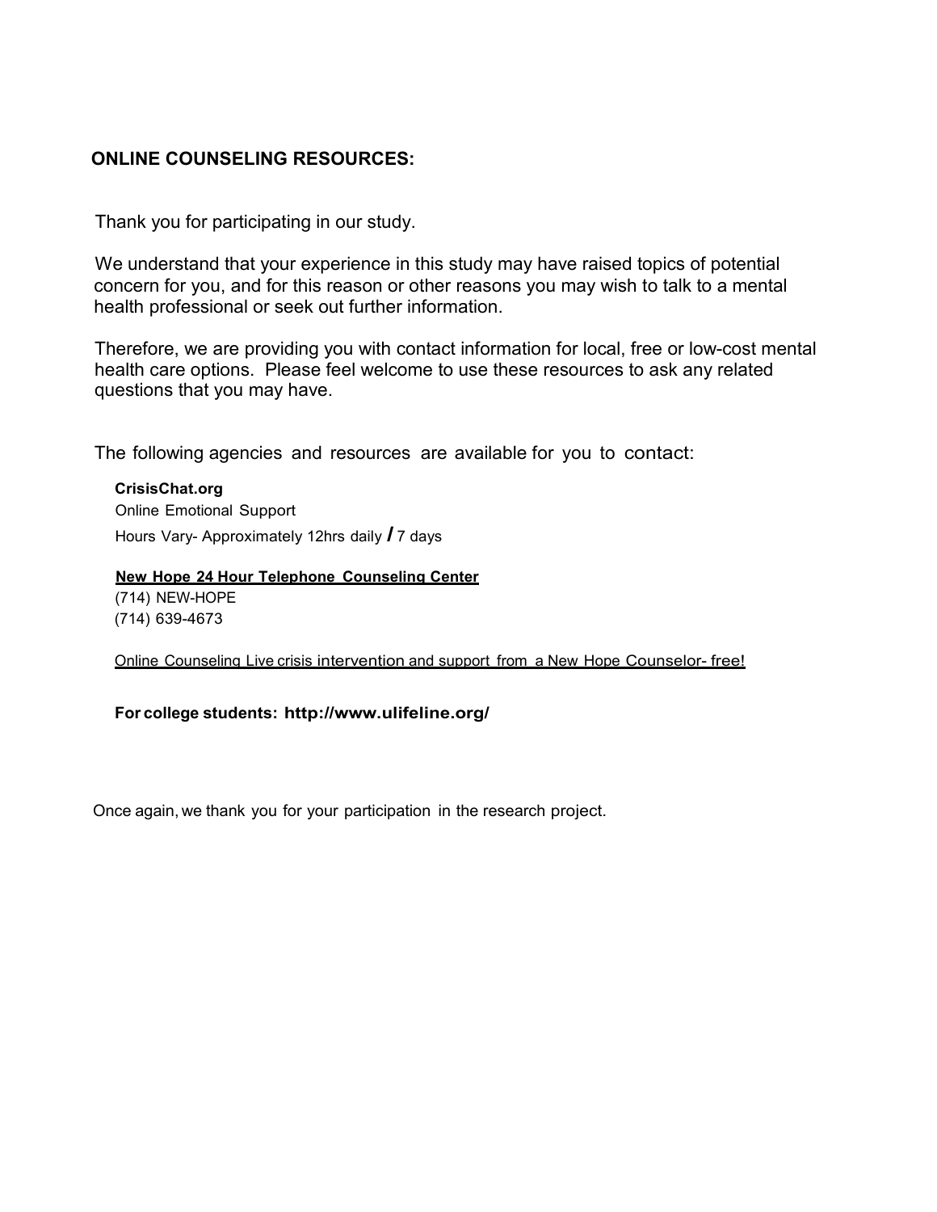**ONLINE COUNSELING RESOURCES:**

Thank you for participating in our study.

We understand that your experience in this study may have raised topics of potential concern for you, and for this reason or other reasons you may wish to talk to a mental health professional or seek out further information.

Therefore, we are providing you with contact information for local, free or low-cost mental health care options. Please feel welcome to use these resources to ask any related questions that you may have.

The following agencies and resources are available for you to contact:

**CrisisChat.org**
Online Emotional Support
Hours Vary- Approximately 12hrs daily / 7 days

**New Hope 24 Hour Telephone Counseling Center**
(714) NEW-HOPE
(714) 639-4673

Online Counseling Live crisis intervention and support from a New Hope Counselor- free!

**For college students: http://www.ulifeline.org/**

Once again, we thank you for your participation in the research project.